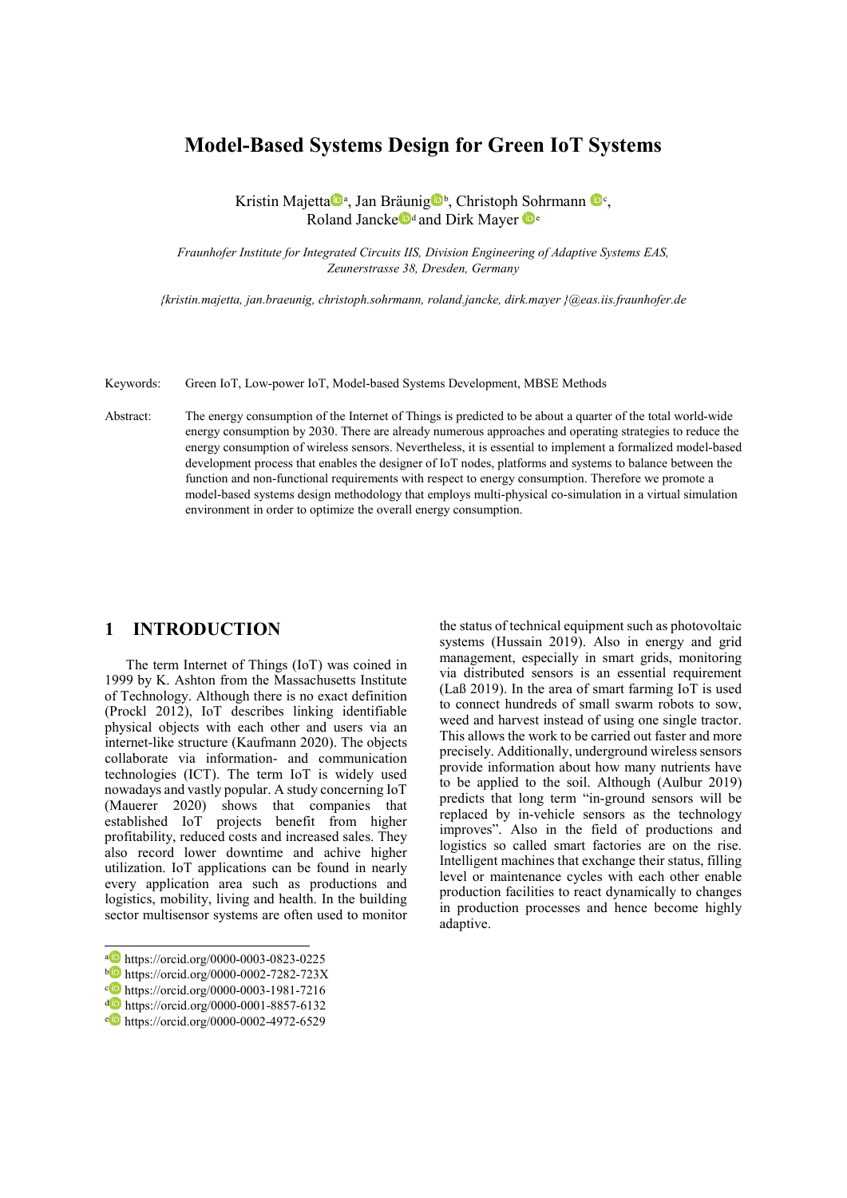# Model-Based Systems Design for Green IoT Systems

Kristin Majetta[a], Jan Bräunig[b], Christoph Sohrmann[c], Roland Jancke[d] and Dirk Mayer[e]

*Fraunhofer Institute for Integrated Circuits IIS, Division Engineering of Adaptive Systems EAS, Zeunerstrasse 38, Dresden, Germany*

*{kristin.majetta, jan.braeunig, christoph.sohrmann, roland.jancke, dirk.mayer }@eas.iis.fraunhofer.de*

Keywords: Green IoT, Low-power IoT, Model-based Systems Development, MBSE Methods

Abstract: The energy consumption of the Internet of Things is predicted to be about a quarter of the total world-wide energy consumption by 2030. There are already numerous approaches and operating strategies to reduce the energy consumption of wireless sensors. Nevertheless, it is essential to implement a formalized model-based development process that enables the designer of IoT nodes, platforms and systems to balance between the function and non-functional requirements with respect to energy consumption. Therefore we promote a model-based systems design methodology that employs multi-physical co-simulation in a virtual simulation environment in order to optimize the overall energy consumption.

## 1 INTRODUCTION

The term Internet of Things (IoT) was coined in 1999 by K. Ashton from the Massachusetts Institute of Technology. Although there is no exact definition (Prockl 2012), IoT describes linking identifiable physical objects with each other and users via an internet-like structure (Kaufmann 2020). The objects collaborate via information- and communication technologies (ICT). The term IoT is widely used nowadays and vastly popular. A study concerning IoT (Mauerer 2020) shows that companies that established IoT projects benefit from higher profitability, reduced costs and increased sales. They also record lower downtime and achive higher utilization. IoT applications can be found in nearly every application area such as productions and logistics, mobility, living and health. In the building sector multisensor systems are often used to monitor the status of technical equipment such as photovoltaic systems (Hussain 2019). Also in energy and grid management, especially in smart grids, monitoring via distributed sensors is an essential requirement (Laß 2019). In the area of smart farming IoT is used to connect hundreds of small swarm robots to sow, weed and harvest instead of using one single tractor. This allows the work to be carried out faster and more precisely. Additionally, underground wireless sensors provide information about how many nutrients have to be applied to the soil. Although (Aulbur 2019) predicts that long term "in-ground sensors will be replaced by in-vehicle sensors as the technology improves". Also in the field of productions and logistics so called smart factories are on the rise. Intelligent machines that exchange their status, filling level or maintenance cycles with each other enable production facilities to react dynamically to changes in production processes and hence become highly adaptive.

[a] https://orcid.org/0000-0003-0823-0225
[b] https://orcid.org/0000-0002-7282-723X
[c] https://orcid.org/0000-0003-1981-7216
[d] https://orcid.org/0000-0001-8857-6132
[e] https://orcid.org/0000-0002-4972-6529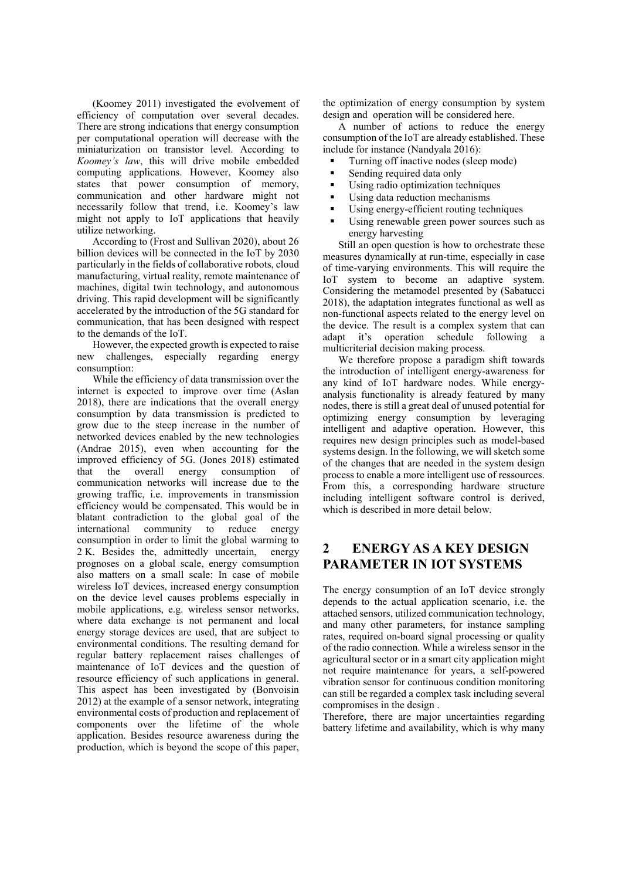(Koomey 2011) investigated the evolvement of efficiency of computation over several decades. There are strong indications that energy consumption per computational operation will decrease with the miniaturization on transistor level. According to *Koomey's law*, this will drive mobile embedded computing applications. However, Koomey also states that power consumption of memory, communication and other hardware might not necessarily follow that trend, i.e. Koomey's law might not apply to IoT applications that heavily utilize networking.

According to (Frost and Sullivan 2020), about 26 billion devices will be connected in the IoT by 2030 particularly in the fields of collaborative robots, cloud manufacturing, virtual reality, remote maintenance of machines, digital twin technology, and autonomous driving. This rapid development will be significantly accelerated by the introduction of the 5G standard for communication, that has been designed with respect to the demands of the IoT.

However, the expected growth is expected to raise new challenges, especially regarding energy consumption:

While the efficiency of data transmission over the internet is expected to improve over time (Aslan 2018), there are indications that the overall energy consumption by data transmission is predicted to grow due to the steep increase in the number of networked devices enabled by the new technologies (Andrae 2015), even when accounting for the improved efficiency of 5G. (Jones 2018) estimated that the overall energy consumption of communication networks will increase due to the growing traffic, i.e. improvements in transmission efficiency would be compensated. This would be in blatant contradiction to the global goal of the international community to reduce energy consumption in order to limit the global warming to 2 K. Besides the, admittedly uncertain, energy prognoses on a global scale, energy comsumption also matters on a small scale: In case of mobile wireless IoT devices, increased energy consumption on the device level causes problems especially in mobile applications, e.g. wireless sensor networks, where data exchange is not permanent and local energy storage devices are used, that are subject to environmental conditions. The resulting demand for regular battery replacement raises challenges of maintenance of IoT devices and the question of resource efficiency of such applications in general. This aspect has been investigated by (Bonvoisin 2012) at the example of a sensor network, integrating environmental costs of production and replacement of components over the lifetime of the whole application. Besides resource awareness during the production, which is beyond the scope of this paper, the optimization of energy consumption by system design and operation will be considered here.

A number of actions to reduce the energy consumption of the IoT are already established. These include for instance (Nandyala 2016):

- Turning off inactive nodes (sleep mode)
- Sending required data only
- Using radio optimization techniques
- Using data reduction mechanisms
- Using energy-efficient routing techniques
- Using renewable green power sources such as energy harvesting

Still an open question is how to orchestrate these measures dynamically at run-time, especially in case of time-varying environments. This will require the IoT system to become an adaptive system. Considering the metamodel presented by (Sabatucci 2018), the adaptation integrates functional as well as non-functional aspects related to the energy level on the device. The result is a complex system that can adapt it's operation schedule following a multicriterial decision making process.

We therefore propose a paradigm shift towards the introduction of intelligent energy-awareness for any kind of IoT hardware nodes. While energy-analysis functionality is already featured by many nodes, there is still a great deal of unused potential for optimizing energy consumption by leveraging intelligent and adaptive operation. However, this requires new design principles such as model-based systems design. In the following, we will sketch some of the changes that are needed in the system design process to enable a more intelligent use of ressources. From this, a corresponding hardware structure including intelligent software control is derived, which is described in more detail below.

## 2 ENERGY AS A KEY DESIGN PARAMETER IN IOT SYSTEMS

The energy consumption of an IoT device strongly depends to the actual application scenario, i.e. the attached sensors, utilized communication technology, and many other parameters, for instance sampling rates, required on-board signal processing or quality of the radio connection. While a wireless sensor in the agricultural sector or in a smart city application might not require maintenance for years, a self-powered vibration sensor for continuous condition monitoring can still be regarded a complex task including several compromises in the design .

Therefore, there are major uncertainties regarding battery lifetime and availability, which is why many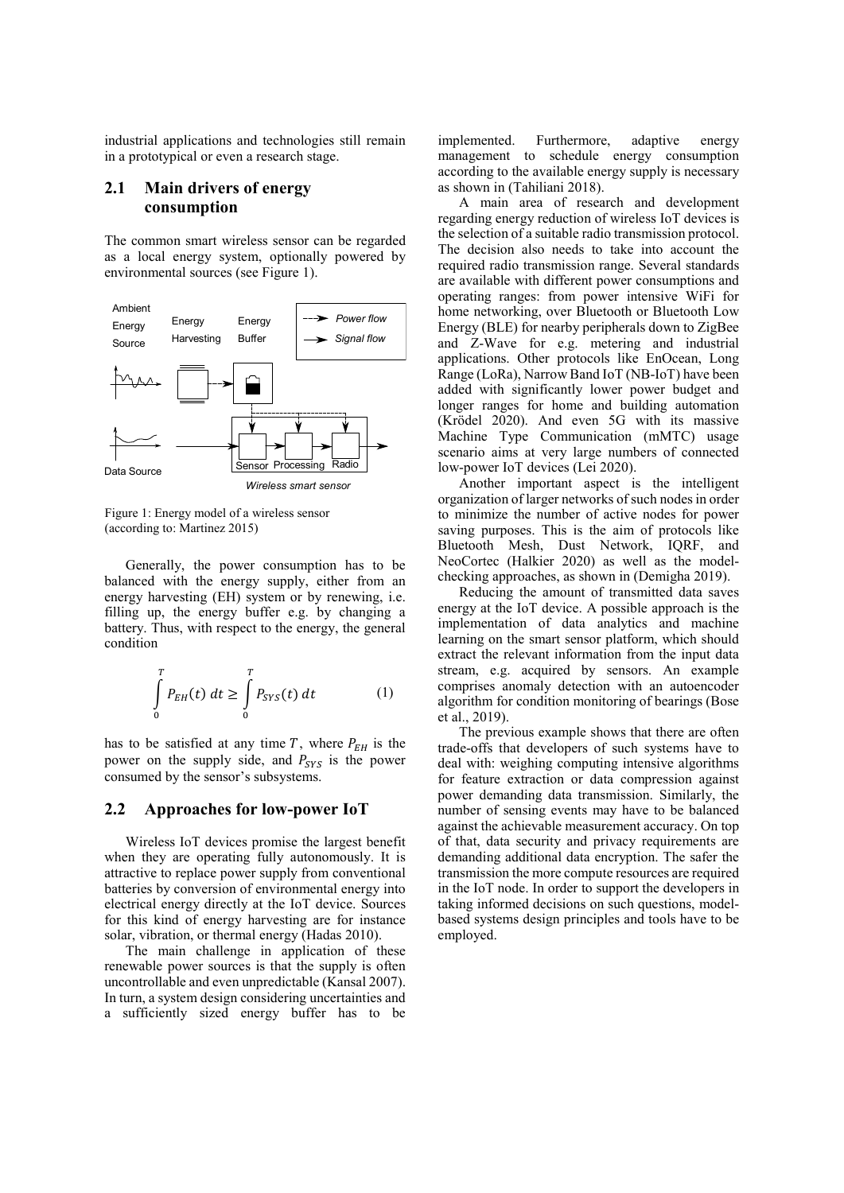industrial applications and technologies still remain in a prototypical or even a research stage.

## 2.1 Main drivers of energy consumption

The common smart wireless sensor can be regarded as a local energy system, optionally powered by environmental sources (see Figure 1).

Figure 1: Energy model of a wireless sensor (according to: Martinez 2015)

Generally, the power consumption has to be balanced with the energy supply, either from an energy harvesting (EH) system or by renewing, i.e. filling up, the energy buffer e.g. by changing a battery. Thus, with respect to the energy, the general condition

$$\int_0^T P_{EH}(t)\, dt \geq \int_0^T P_{SYS}(t)\, dt \qquad (1)$$

has to be satisfied at any time $T$, where $P_{EH}$ is the power on the supply side, and $P_{SYS}$ is the power consumed by the sensor's subsystems.

## 2.2 Approaches for low-power IoT

Wireless IoT devices promise the largest benefit when they are operating fully autonomously. It is attractive to replace power supply from conventional batteries by conversion of environmental energy into electrical energy directly at the IoT device. Sources for this kind of energy harvesting are for instance solar, vibration, or thermal energy (Hadas 2010).

The main challenge in application of these renewable power sources is that the supply is often uncontrollable and even unpredictable (Kansal 2007). In turn, a system design considering uncertainties and a sufficiently sized energy buffer has to be implemented. Furthermore, adaptive energy management to schedule energy consumption according to the available energy supply is necessary as shown in (Tahiliani 2018).

A main area of research and development regarding energy reduction of wireless IoT devices is the selection of a suitable radio transmission protocol. The decision also needs to take into account the required radio transmission range. Several standards are available with different power consumptions and operating ranges: from power intensive WiFi for home networking, over Bluetooth or Bluetooth Low Energy (BLE) for nearby peripherals down to ZigBee and Z-Wave for e.g. metering and industrial applications. Other protocols like EnOcean, Long Range (LoRa), Narrow Band IoT (NB-IoT) have been added with significantly lower power budget and longer ranges for home and building automation (Krödel 2020). And even 5G with its massive Machine Type Communication (mMTC) usage scenario aims at very large numbers of connected low-power IoT devices (Lei 2020).

Another important aspect is the intelligent organization of larger networks of such nodes in order to minimize the number of active nodes for power saving purposes. This is the aim of protocols like Bluetooth Mesh, Dust Network, IQRF, and NeoCortec (Halkier 2020) as well as the model-checking approaches, as shown in (Demigha 2019).

Reducing the amount of transmitted data saves energy at the IoT device. A possible approach is the implementation of data analytics and machine learning on the smart sensor platform, which should extract the relevant information from the input data stream, e.g. acquired by sensors. An example comprises anomaly detection with an autoencoder algorithm for condition monitoring of bearings (Bose et al., 2019).

The previous example shows that there are often trade-offs that developers of such systems have to deal with: weighing computing intensive algorithms for feature extraction or data compression against power demanding data transmission. Similarly, the number of sensing events may have to be balanced against the achievable measurement accuracy. On top of that, data security and privacy requirements are demanding additional data encryption. The safer the transmission the more compute resources are required in the IoT node. In order to support the developers in taking informed decisions on such questions, model-based systems design principles and tools have to be employed.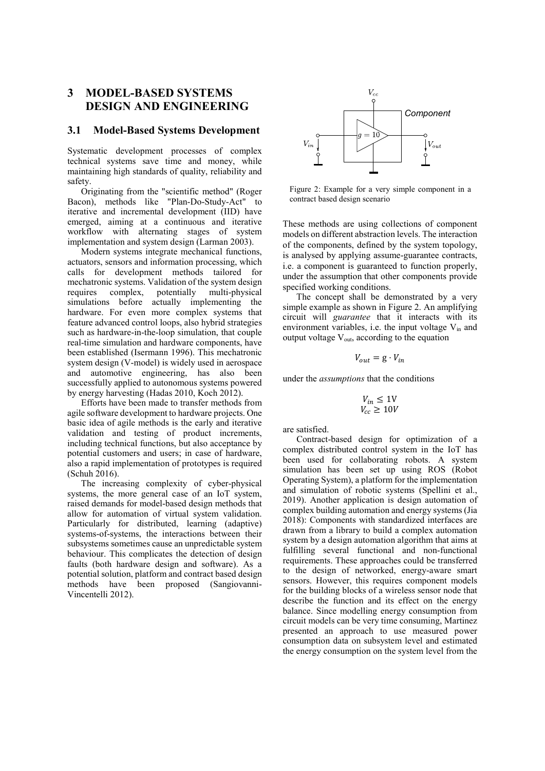# 3 MODEL-BASED SYSTEMS DESIGN AND ENGINEERING

## 3.1 Model-Based Systems Development

Systematic development processes of complex technical systems save time and money, while maintaining high standards of quality, reliability and safety.

Originating from the "scientific method" (Roger Bacon), methods like "Plan-Do-Study-Act" to iterative and incremental development (IID) have emerged, aiming at a continuous and iterative workflow with alternating stages of system implementation and system design (Larman 2003).

Modern systems integrate mechanical functions, actuators, sensors and information processing, which calls for development methods tailored for mechatronic systems. Validation of the system design requires complex, potentially multi-physical simulations before actually implementing the hardware. For even more complex systems that feature advanced control loops, also hybrid strategies such as hardware-in-the-loop simulation, that couple real-time simulation and hardware components, have been established (Isermann 1996). This mechatronic system design (V-model) is widely used in aerospace and automotive engineering, has also been successfully applied to autonomous systems powered by energy harvesting (Hadas 2010, Koch 2012).

Efforts have been made to transfer methods from agile software development to hardware projects. One basic idea of agile methods is the early and iterative validation and testing of product increments, including technical functions, but also acceptance by potential customers and users; in case of hardware, also a rapid implementation of prototypes is required (Schuh 2016).

The increasing complexity of cyber-physical systems, the more general case of an IoT system, raised demands for model-based design methods that allow for automation of virtual system validation. Particularly for distributed, learning (adaptive) systems-of-systems, the interactions between their subsystems sometimes cause an unpredictable system behaviour. This complicates the detection of design faults (both hardware design and software). As a potential solution, platform and contract based design methods have been proposed (Sangiovanni-Vincentelli 2012).

Figure 2: Example for a very simple component in a contract based design scenario

These methods are using collections of component models on different abstraction levels. The interaction of the components, defined by the system topology, is analysed by applying assume-guarantee contracts, i.e. a component is guaranteed to function properly, under the assumption that other components provide specified working conditions.

The concept shall be demonstrated by a very simple example as shown in Figure 2. An amplifying circuit will *guarantee* that it interacts with its environment variables, i.e. the input voltage $V_{in}$ and output voltage $V_{out}$, according to the equation

$$V_{out} = g \cdot V_{in}$$

under the *assumptions* that the conditions

$$V_{in} \leq 1\text{V}$$
$$V_{cc} \geq 10V$$

are satisfied.

Contract-based design for optimization of a complex distributed control system in the IoT has been used for collaborating robots. A system simulation has been set up using ROS (Robot Operating System), a platform for the implementation and simulation of robotic systems (Spellini et al., 2019). Another application is design automation of complex building automation and energy systems (Jia 2018): Components with standardized interfaces are drawn from a library to build a complex automation system by a design automation algorithm that aims at fulfilling several functional and non-functional requirements. These approaches could be transferred to the design of networked, energy-aware smart sensors. However, this requires component models for the building blocks of a wireless sensor node that describe the function and its effect on the energy balance. Since modelling energy consumption from circuit models can be very time consuming, Martinez presented an approach to use measured power consumption data on subsystem level and estimated the energy consumption on the system level from the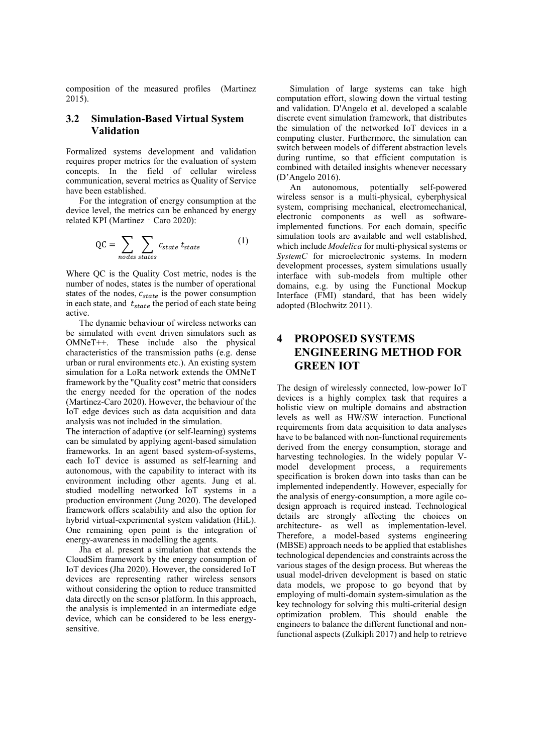composition of the measured profiles (Martinez 2015).

### 3.2 Simulation-Based Virtual System Validation

Formalized systems development and validation requires proper metrics for the evaluation of system concepts. In the field of cellular wireless communication, several metrics as Quality of Service have been established.

For the integration of energy consumption at the device level, the metrics can be enhanced by energy related KPI (Martinez - Caro 2020):

$$\mathrm{QC} = \sum_{nodes} \sum_{states} c_{state}\, t_{state} \tag{1}$$

Where QC is the Quality Cost metric, nodes is the number of nodes, states is the number of operational states of the nodes, $c_{state}$ is the power consumption in each state, and $t_{state}$ the period of each state being active.

The dynamic behaviour of wireless networks can be simulated with event driven simulators such as OMNeT++. These include also the physical characteristics of the transmission paths (e.g. dense urban or rural environments etc.). An existing system simulation for a LoRa network extends the OMNeT framework by the "Quality cost" metric that considers the energy needed for the operation of the nodes (Martinez-Caro 2020). However, the behaviour of the IoT edge devices such as data acquisition and data analysis was not included in the simulation.

The interaction of adaptive (or self-learning) systems can be simulated by applying agent-based simulation frameworks. In an agent based system-of-systems, each IoT device is assumed as self-learning and autonomous, with the capability to interact with its environment including other agents. Jung et al. studied modelling networked IoT systems in a production environment (Jung 2020). The developed framework offers scalability and also the option for hybrid virtual-experimental system validation (HiL). One remaining open point is the integration of energy-awareness in modelling the agents.

Jha et al. present a simulation that extends the CloudSim framework by the energy consumption of IoT devices (Jha 2020). However, the considered IoT devices are representing rather wireless sensors without considering the option to reduce transmitted data directly on the sensor platform. In this approach, the analysis is implemented in an intermediate edge device, which can be considered to be less energy-sensitive.

Simulation of large systems can take high computation effort, slowing down the virtual testing and validation. D'Angelo et al. developed a scalable discrete event simulation framework, that distributes the simulation of the networked IoT devices in a computing cluster. Furthermore, the simulation can switch between models of different abstraction levels during runtime, so that efficient computation is combined with detailed insights whenever necessary (D'Angelo 2016).

An autonomous, potentially self-powered wireless sensor is a multi-physical, cyberphysical system, comprising mechanical, electromechanical, electronic components as well as software-implemented functions. For each domain, specific simulation tools are available and well established, which include *Modelica* for multi-physical systems or *SystemC* for microelectronic systems. In modern development processes, system simulations usually interface with sub-models from multiple other domains, e.g. by using the Functional Mockup Interface (FMI) standard, that has been widely adopted (Blochwitz 2011).

## 4 PROPOSED SYSTEMS ENGINEERING METHOD FOR GREEN IOT

The design of wirelessly connected, low-power IoT devices is a highly complex task that requires a holistic view on multiple domains and abstraction levels as well as HW/SW interaction. Functional requirements from data acquisition to data analyses have to be balanced with non-functional requirements derived from the energy consumption, storage and harvesting technologies. In the widely popular V-model development process, a requirements specification is broken down into tasks than can be implemented independently. However, especially for the analysis of energy-consumption, a more agile co-design approach is required instead. Technological details are strongly affecting the choices on architecture- as well as implementation-level. Therefore, a model-based systems engineering (MBSE) approach needs to be applied that establishes technological dependencies and constraints across the various stages of the design process. But whereas the usual model-driven development is based on static data models, we propose to go beyond that by employing of multi-domain system-simulation as the key technology for solving this multi-criterial design optimization problem. This should enable the engineers to balance the different functional and non-functional aspects (Zulkipli 2017) and help to retrieve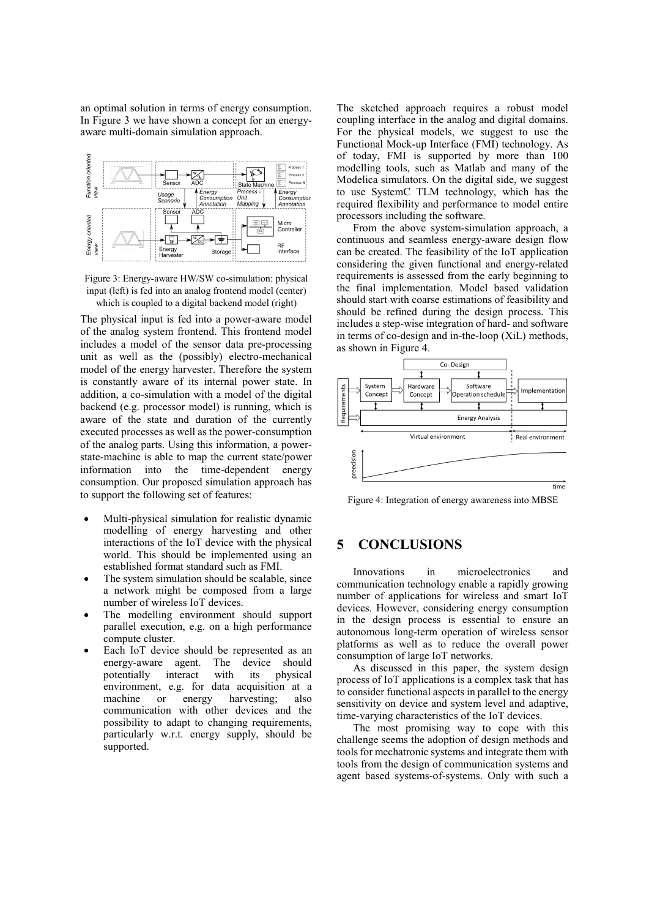an optimal solution in terms of energy consumption. In Figure 3 we have shown a concept for an energy-aware multi-domain simulation approach.

Figure 3: Energy-aware HW/SW co-simulation: physical input (left) is fed into an analog frontend model (center) which is coupled to a digital backend model (right)

The physical input is fed into a power-aware model of the analog system frontend. This frontend model includes a model of the sensor data pre-processing unit as well as the (possibly) electro-mechanical model of the energy harvester. Therefore the system is constantly aware of its internal power state. In addition, a co-simulation with a model of the digital backend (e.g. processor model) is running, which is aware of the state and duration of the currently executed processes as well as the power-consumption of the analog parts. Using this information, a power-state-machine is able to map the current state/power information into the time-dependent energy consumption. Our proposed simulation approach has to support the following set of features:

- Multi-physical simulation for realistic dynamic modelling of energy harvesting and other interactions of the IoT device with the physical world. This should be implemented using an established format standard such as FMI.
- The system simulation should be scalable, since a network might be composed from a large number of wireless IoT devices.
- The modelling environment should support parallel execution, e.g. on a high performance compute cluster.
- Each IoT device should be represented as an energy-aware agent. The device should potentially interact with its physical environment, e.g. for data acquisition at a machine or energy harvesting; also communication with other devices and the possibility to adapt to changing requirements, particularly w.r.t. energy supply, should be supported.

The sketched approach requires a robust model coupling interface in the analog and digital domains. For the physical models, we suggest to use the Functional Mock-up Interface (FMI) technology. As of today, FMI is supported by more than 100 modelling tools, such as Matlab and many of the Modelica simulators. On the digital side, we suggest to use SystemC TLM technology, which has the required flexibility and performance to model entire processors including the software.

From the above system-simulation approach, a continuous and seamless energy-aware design flow can be created. The feasibility of the IoT application considering the given functional and energy-related requirements is assessed from the early beginning to the final implementation. Model based validation should start with coarse estimations of feasibility and should be refined during the design process. This includes a step-wise integration of hard- and software in terms of co-design and in-the-loop (XiL) methods, as shown in Figure 4.

Figure 4: Integration of energy awareness into MBSE

## 5 CONCLUSIONS

Innovations in microelectronics and communication technology enable a rapidly growing number of applications for wireless and smart IoT devices. However, considering energy consumption in the design process is essential to ensure an autonomous long-term operation of wireless sensor platforms as well as to reduce the overall power consumption of large IoT networks.

As discussed in this paper, the system design process of IoT applications is a complex task that has to consider functional aspects in parallel to the energy sensitivity on device and system level and adaptive, time-varying characteristics of the IoT devices.

The most promising way to cope with this challenge seems the adoption of design methods and tools for mechatronic systems and integrate them with tools from the design of communication systems and agent based systems-of-systems. Only with such a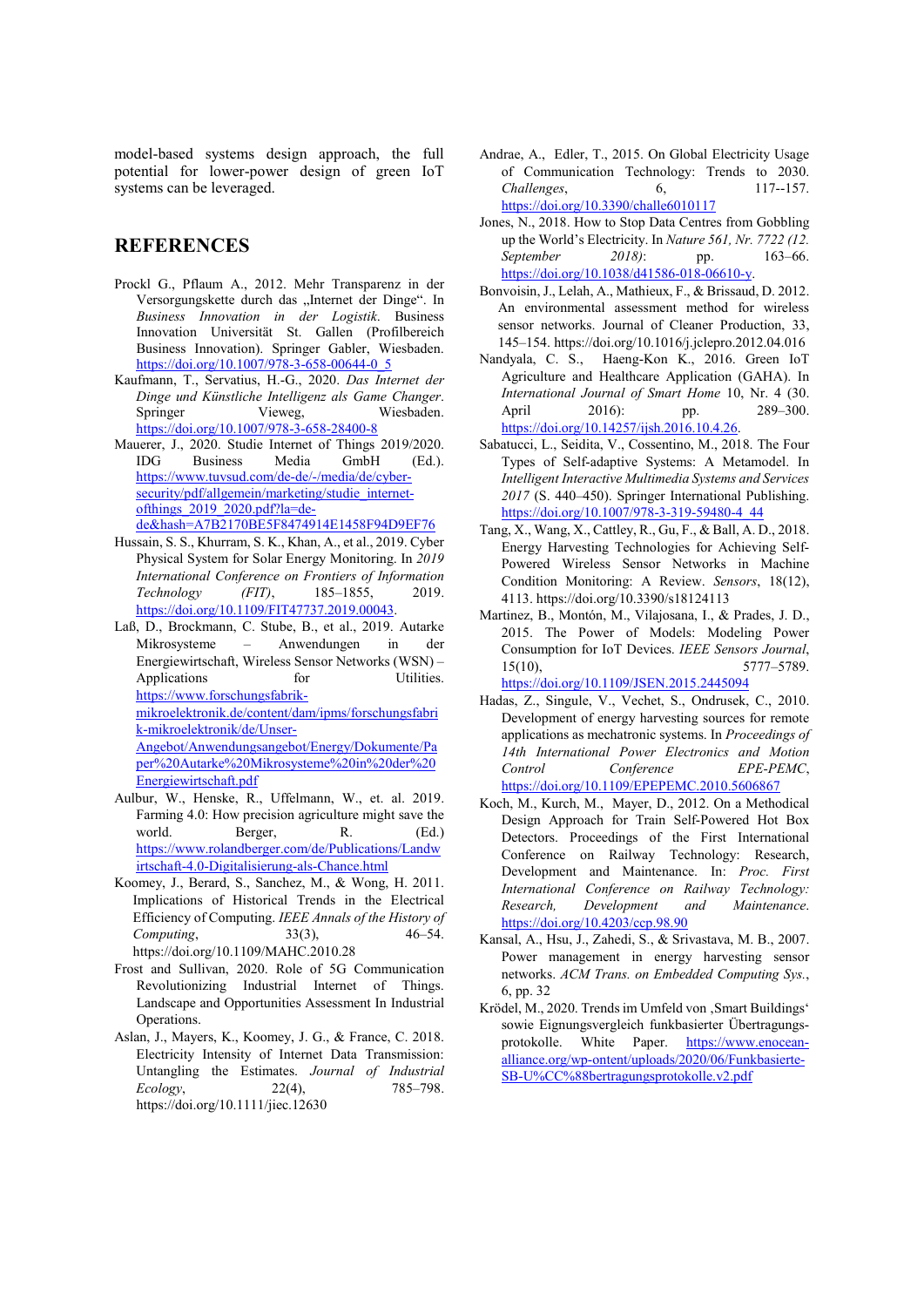model-based systems design approach, the full potential for lower-power design of green IoT systems can be leveraged.

## REFERENCES

Prockl G., Pflaum A., 2012. Mehr Transparenz in der Versorgungskette durch das „Internet der Dinge". In *Business Innovation in der Logistik*. Business Innovation Universität St. Gallen (Profilbereich Business Innovation). Springer Gabler, Wiesbaden. https://doi.org/10.1007/978-3-658-00644-0_5

Kaufmann, T., Servatius, H.-G., 2020. *Das Internet der Dinge und Künstliche Intelligenz als Game Changer*. Springer Vieweg, Wiesbaden. https://doi.org/10.1007/978-3-658-28400-8

Mauerer, J., 2020. Studie Internet of Things 2019/2020. IDG Business Media GmbH (Ed.). https://www.tuvsud.com/de-de/-/media/de/cyber-security/pdf/allgemein/marketing/studie_internet-ofthings_2019_2020.pdf?la=de-de&hash=A7B2170BE5F8474914E1458F94D9EF76

Hussain, S. S., Khurram, S. K., Khan, A., et al., 2019. Cyber Physical System for Solar Energy Monitoring. In *2019 International Conference on Frontiers of Information Technology (FIT)*, 185–1855, 2019. https://doi.org/10.1109/FIT47737.2019.00043.

Laß, D., Brockmann, C. Stube, B., et al., 2019. Autarke Mikrosysteme – Anwendungen in der Energiewirtschaft, Wireless Sensor Networks (WSN) – Applications for Utilities. https://www.forschungsfabrik-mikroelektronik.de/content/dam/ipms/forschungsfabrik-mikroelektronik/de/Unser-Angebot/Anwendungsangebot/Energy/Dokumente/Paper%20Autarke%20Mikrosysteme%20in%20der%20Energiewirtschaft.pdf

Aulbur, W., Henske, R., Uffelmann, W., et. al. 2019. Farming 4.0: How precision agriculture might save the world. Berger, R. (Ed.) https://www.rolandberger.com/de/Publications/Landwirtschaft-4.0-Digitalisierung-als-Chance.html

Koomey, J., Berard, S., Sanchez, M., & Wong, H. 2011. Implications of Historical Trends in the Electrical Efficiency of Computing. *IEEE Annals of the History of Computing*, 33(3), 46–54. https://doi.org/10.1109/MAHC.2010.28

Frost and Sullivan, 2020. Role of 5G Communication Revolutionizing Industrial Internet of Things. Landscape and Opportunities Assessment In Industrial Operations.

Aslan, J., Mayers, K., Koomey, J. G., & France, C. 2018. Electricity Intensity of Internet Data Transmission: Untangling the Estimates. *Journal of Industrial Ecology*, 22(4), 785–798. https://doi.org/10.1111/jiec.12630

Andrae, A., Edler, T., 2015. On Global Electricity Usage of Communication Technology: Trends to 2030. *Challenges*, 6, 117--157. https://doi.org/10.3390/challe6010117

Jones, N., 2018. How to Stop Data Centres from Gobbling up the World's Electricity. In *Nature 561, Nr. 7722 (12. September 2018)*: pp. 163–66. https://doi.org/10.1038/d41586-018-06610-y.

Bonvoisin, J., Lelah, A., Mathieux, F., & Brissaud, D. 2012. An environmental assessment method for wireless sensor networks. Journal of Cleaner Production, 33, 145–154. https://doi.org/10.1016/j.jclepro.2012.04.016

Nandyala, C. S., Haeng-Kon K., 2016. Green IoT Agriculture and Healthcare Application (GAHA). In *International Journal of Smart Home* 10, Nr. 4 (30. April 2016): pp. 289–300. https://doi.org/10.14257/ijsh.2016.10.4.26.

Sabatucci, L., Seidita, V., Cossentino, M., 2018. The Four Types of Self-adaptive Systems: A Metamodel. In *Intelligent Interactive Multimedia Systems and Services 2017* (S. 440–450). Springer International Publishing. https://doi.org/10.1007/978-3-319-59480-4_44

Tang, X., Wang, X., Cattley, R., Gu, F., & Ball, A. D., 2018. Energy Harvesting Technologies for Achieving Self-Powered Wireless Sensor Networks in Machine Condition Monitoring: A Review. *Sensors*, 18(12), 4113. https://doi.org/10.3390/s18124113

Martinez, B., Montón, M., Vilajosana, I., & Prades, J. D., 2015. The Power of Models: Modeling Power Consumption for IoT Devices. *IEEE Sensors Journal*, 15(10), 5777–5789. https://doi.org/10.1109/JSEN.2015.2445094

Hadas, Z., Singule, V., Vechet, S., Ondrusek, C., 2010. Development of energy harvesting sources for remote applications as mechatronic systems. In *Proceedings of 14th International Power Electronics and Motion Control Conference EPE-PEMC*, https://doi.org/10.1109/EPEPEMC.2010.5606867

Koch, M., Kurch, M., Mayer, D., 2012. On a Methodical Design Approach for Train Self-Powered Hot Box Detectors. Proceedings of the First International Conference on Railway Technology: Research, Development and Maintenance. In: *Proc. First International Conference on Railway Technology: Research, Development and Maintenance*. https://doi.org/10.4203/ccp.98.90

Kansal, A., Hsu, J., Zahedi, S., & Srivastava, M. B., 2007. Power management in energy harvesting sensor networks. *ACM Trans. on Embedded Computing Sys.*, 6, pp. 32

Krödel, M., 2020. Trends im Umfeld von ‚Smart Buildings' sowie Eignungsvergleich funkbasierter Übertragungs-protokolle. White Paper. https://www.enocean-alliance.org/wp-ontent/uploads/2020/06/Funkbasierte-SB-U%CC%88bertragungsprotokolle.v2.pdf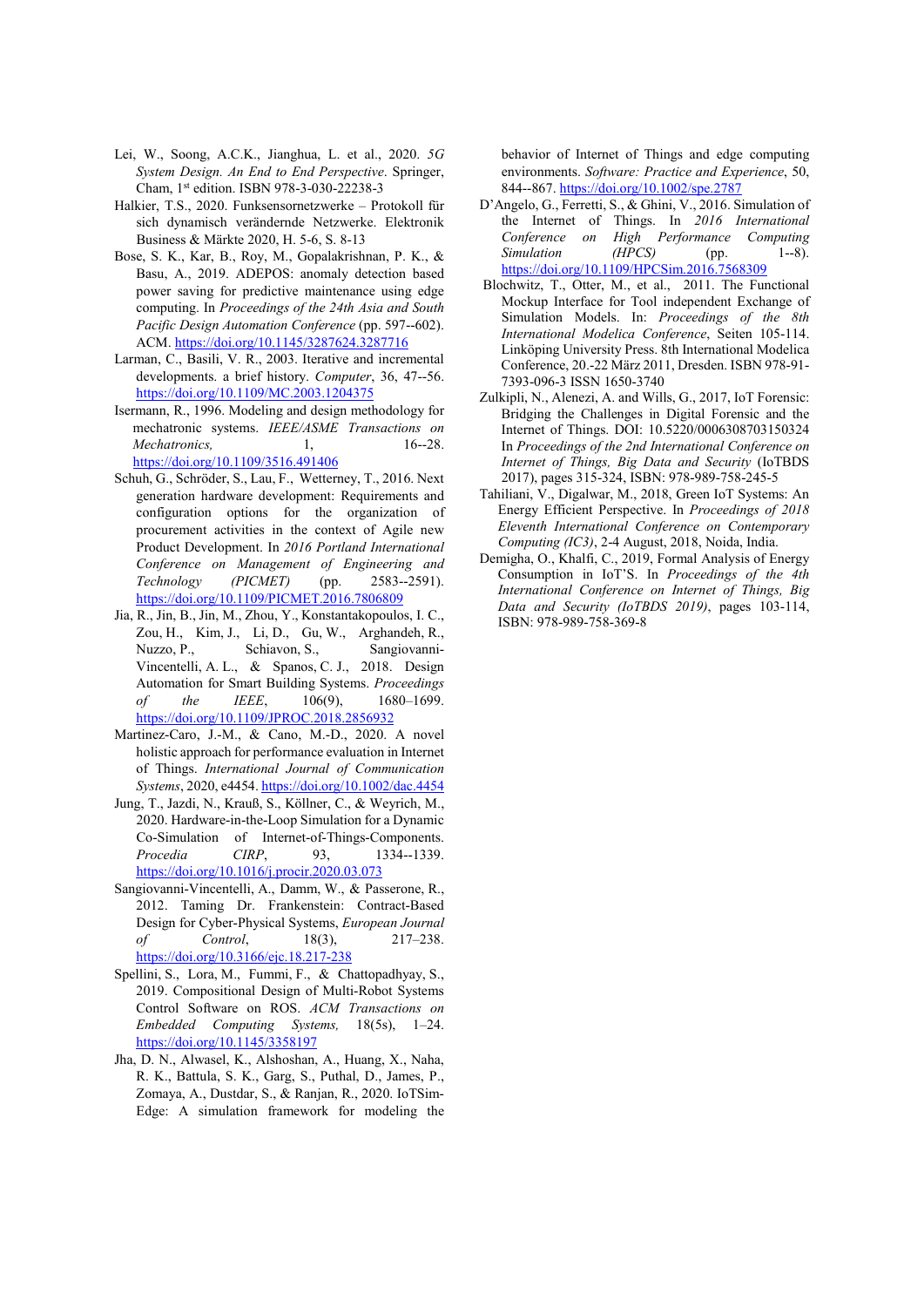Lei, W., Soong, A.C.K., Jianghua, L. et al., 2020. *5G System Design. An End to End Perspective*. Springer, Cham, 1st edition. ISBN 978-3-030-22238-3

Halkier, T.S., 2020. Funksensornetzwerke – Protokoll für sich dynamisch verändernde Netzwerke. Elektronik Business & Märkte 2020, H. 5-6, S. 8-13

Bose, S. K., Kar, B., Roy, M., Gopalakrishnan, P. K., & Basu, A., 2019. ADEPOS: anomaly detection based power saving for predictive maintenance using edge computing. In *Proceedings of the 24th Asia and South Pacific Design Automation Conference* (pp. 597--602). ACM. https://doi.org/10.1145/3287624.3287716

Larman, C., Basili, V. R., 2003. Iterative and incremental developments. a brief history. *Computer*, 36, 47--56. https://doi.org/10.1109/MC.2003.1204375

Isermann, R., 1996. Modeling and design methodology for mechatronic systems. *IEEE/ASME Transactions on Mechatronics,* 1, 16--28. https://doi.org/10.1109/3516.491406

Schuh, G., Schröder, S., Lau, F., Wetterney, T., 2016. Next generation hardware development: Requirements and configuration options for the organization of procurement activities in the context of Agile new Product Development. In *2016 Portland International Conference on Management of Engineering and Technology (PICMET)* (pp. 2583--2591). https://doi.org/10.1109/PICMET.2016.7806809

Jia, R., Jin, B., Jin, M., Zhou, Y., Konstantakopoulos, I. C., Zou, H., Kim, J., Li, D., Gu, W., Arghandeh, R., Nuzzo, P., Schiavon, S., Sangiovanni-Vincentelli, A. L., & Spanos, C. J., 2018. Design Automation for Smart Building Systems. *Proceedings of the IEEE*, 106(9), 1680–1699. https://doi.org/10.1109/JPROC.2018.2856932

Martinez-Caro, J.-M., & Cano, M.-D., 2020. A novel holistic approach for performance evaluation in Internet of Things. *International Journal of Communication Systems*, 2020, e4454. https://doi.org/10.1002/dac.4454

Jung, T., Jazdi, N., Krauß, S., Köllner, C., & Weyrich, M., 2020. Hardware-in-the-Loop Simulation for a Dynamic Co-Simulation of Internet-of-Things-Components. *Procedia CIRP*, 93, 1334--1339. https://doi.org/10.1016/j.procir.2020.03.073

Sangiovanni-Vincentelli, A., Damm, W., & Passerone, R., 2012. Taming Dr. Frankenstein: Contract-Based Design for Cyber-Physical Systems, *European Journal of Control*, 18(3), 217–238. https://doi.org/10.3166/ejc.18.217-238

Spellini, S., Lora, M., Fummi, F., & Chattopadhyay, S., 2019. Compositional Design of Multi-Robot Systems Control Software on ROS. *ACM Transactions on Embedded Computing Systems,* 18(5s), 1–24. https://doi.org/10.1145/3358197

Jha, D. N., Alwasel, K., Alshoshan, A., Huang, X., Naha, R. K., Battula, S. K., Garg, S., Puthal, D., James, P., Zomaya, A., Dustdar, S., & Ranjan, R., 2020. IoTSim-Edge: A simulation framework for modeling the behavior of Internet of Things and edge computing environments. *Software: Practice and Experience*, 50, 844--867. https://doi.org/10.1002/spe.2787

D'Angelo, G., Ferretti, S., & Ghini, V., 2016. Simulation of the Internet of Things. In *2016 International Conference on High Performance Computing Simulation (HPCS)* (pp. 1--8). https://doi.org/10.1109/HPCSim.2016.7568309

Blochwitz, T., Otter, M., et al., 2011. The Functional Mockup Interface for Tool independent Exchange of Simulation Models. In: *Proceedings of the 8th International Modelica Conference*, Seiten 105-114. Linköping University Press. 8th International Modelica Conference, 20.-22 März 2011, Dresden. ISBN 978-91-7393-096-3 ISSN 1650-3740

Zulkipli, N., Alenezi, A. and Wills, G., 2017, IoT Forensic: Bridging the Challenges in Digital Forensic and the Internet of Things. DOI: 10.5220/0006308703150324 In *Proceedings of the 2nd International Conference on Internet of Things, Big Data and Security* (IoTBDS 2017), pages 315-324, ISBN: 978-989-758-245-5

Tahiliani, V., Digalwar, M., 2018, Green IoT Systems: An Energy Efficient Perspective. In *Proceedings of 2018 Eleventh International Conference on Contemporary Computing (IC3)*, 2-4 August, 2018, Noida, India.

Demigha, O., Khalfi, C., 2019, Formal Analysis of Energy Consumption in IoT'S. In *Proceedings of the 4th International Conference on Internet of Things, Big Data and Security (IoTBDS 2019)*, pages 103-114, ISBN: 978-989-758-369-8